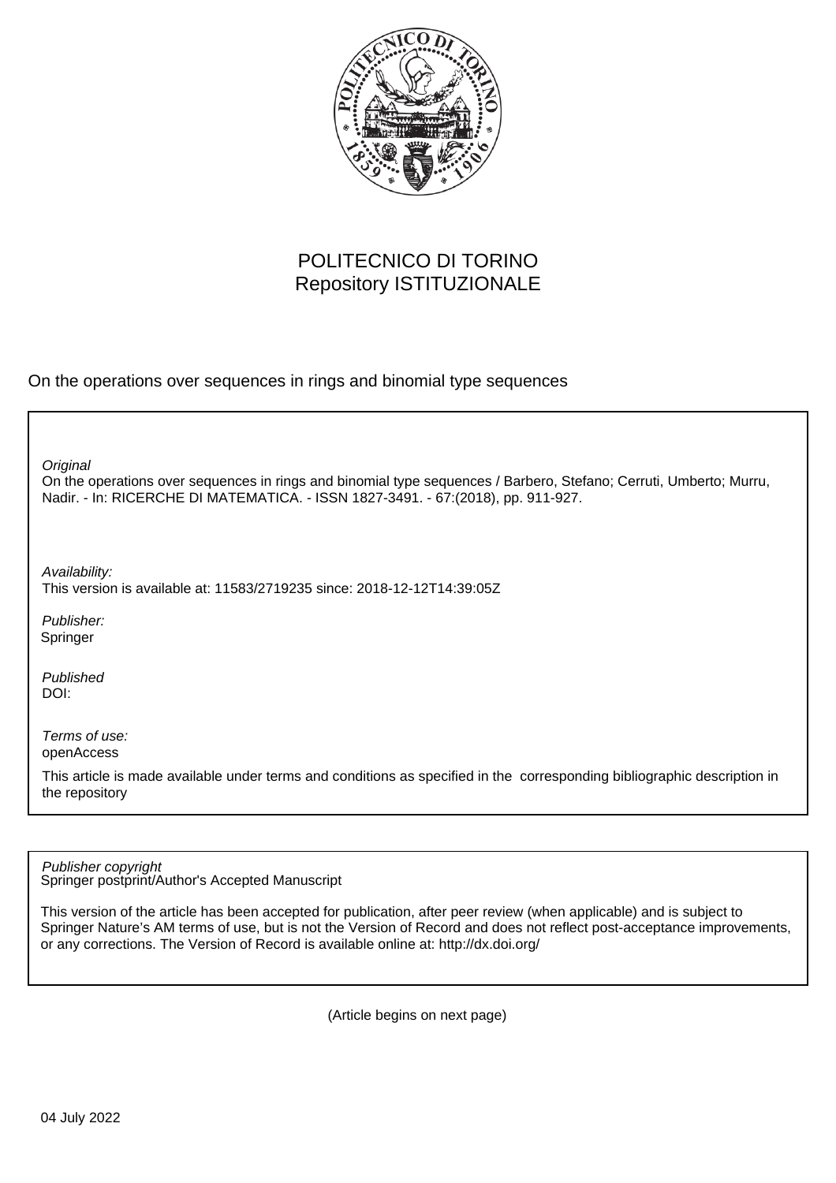POLITECNICO DI TORINO
Repository ISTITUZIONALE

On the operations over sequences in rings and binomial type sequences

*Original*
On the operations over sequences in rings and binomial type sequences / Barbero, Stefano; Cerruti, Umberto; Murru, Nadir. - In: RICERCHE DI MATEMATICA. - ISSN 1827-3491. - 67:(2018), pp. 911-927.

*Availability:*
This version is available at: 11583/2719235 since: 2018-12-12T14:39:05Z

*Publisher:*
Springer

*Published*
DOI:

*Terms of use:*
openAccess

This article is made available under terms and conditions as specified in the corresponding bibliographic description in the repository

*Publisher copyright*
Springer postprint/Author's Accepted Manuscript

This version of the article has been accepted for publication, after peer review (when applicable) and is subject to Springer Nature's AM terms of use, but is not the Version of Record and does not reflect post-acceptance improvements, or any corrections. The Version of Record is available online at: http://dx.doi.org/

(Article begins on next page)

04 July 2022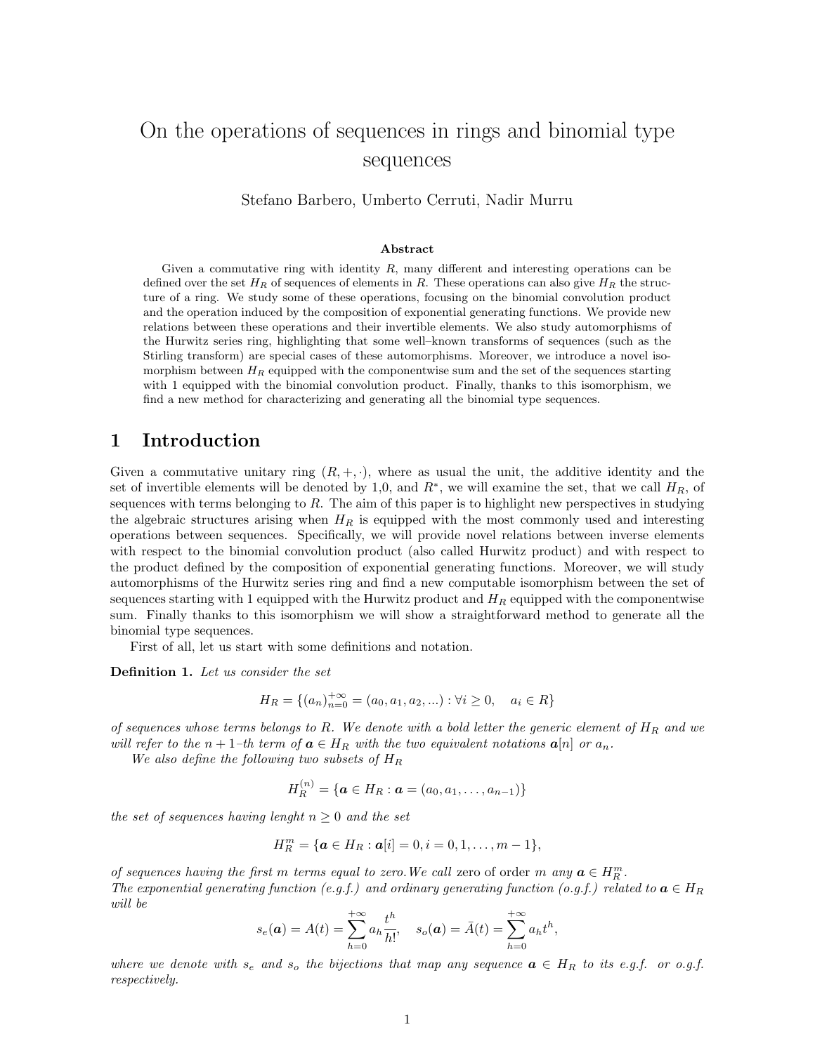# On the operations of sequences in rings and binomial type sequences

Stefano Barbero, Umberto Cerruti, Nadir Murru

### Abstract

Given a commutative ring with identity $R$, many different and interesting operations can be defined over the set $H_R$ of sequences of elements in $R$. These operations can also give $H_R$ the structure of a ring. We study some of these operations, focusing on the binomial convolution product and the operation induced by the composition of exponential generating functions. We provide new relations between these operations and their invertible elements. We also study automorphisms of the Hurwitz series ring, highlighting that some well–known transforms of sequences (such as the Stirling transform) are special cases of these automorphisms. Moreover, we introduce a novel isomorphism between $H_R$ equipped with the componentwise sum and the set of the sequences starting with 1 equipped with the binomial convolution product. Finally, thanks to this isomorphism, we find a new method for characterizing and generating all the binomial type sequences.

## 1 Introduction

Given a commutative unitary ring $(R, +, \cdot)$, where as usual the unit, the additive identity and the set of invertible elements will be denoted by 1,0, and $R^*$, we will examine the set, that we call $H_R$, of sequences with terms belonging to $R$. The aim of this paper is to highlight new perspectives in studying the algebraic structures arising when $H_R$ is equipped with the most commonly used and interesting operations between sequences. Specifically, we will provide novel relations between inverse elements with respect to the binomial convolution product (also called Hurwitz product) and with respect to the product defined by the composition of exponential generating functions. Moreover, we will study automorphisms of the Hurwitz series ring and find a new computable isomorphism between the set of sequences starting with 1 equipped with the Hurwitz product and $H_R$ equipped with the componentwise sum. Finally thanks to this isomorphism we will show a straightforward method to generate all the binomial type sequences.

First of all, let us start with some definitions and notation.

**Definition 1.** *Let us consider the set*

$$H_R = \{(a_n)_{n=0}^{+\infty} = (a_0, a_1, a_2, ...) : \forall i \geq 0, \quad a_i \in R\}$$

*of sequences whose terms belongs to $R$. We denote with a bold letter the generic element of $H_R$ and we will refer to the $n+1$–th term of $\boldsymbol{a} \in H_R$ with the two equivalent notations $\boldsymbol{a}[n]$ or $a_n$.*

*We also define the following two subsets of $H_R$*

$$H_R^{(n)} = \{\boldsymbol{a} \in H_R : \boldsymbol{a} = (a_0, a_1, \dots, a_{n-1})\}$$

*the set of sequences having lenght $n \geq 0$ and the set*

$$H_R^m = \{\boldsymbol{a} \in H_R : \boldsymbol{a}[i] = 0, i = 0, 1, \dots, m-1\},$$

*of sequences having the first $m$ terms equal to zero.We call* zero of order $m$ *any $\boldsymbol{a} \in H_R^m$.*
*The exponential generating function (e.g.f.) and ordinary generating function (o.g.f.) related to $\boldsymbol{a} \in H_R$ will be*

$$s_e(\boldsymbol{a}) = A(t) = \sum_{h=0}^{+\infty} a_h \frac{t^h}{h!}, \quad s_o(\boldsymbol{a}) = \bar{A}(t) = \sum_{h=0}^{+\infty} a_h t^h,$$

*where we denote with $s_e$ and $s_o$ the bijections that map any sequence $\boldsymbol{a} \in H_R$ to its e.g.f. or o.g.f. respectively.*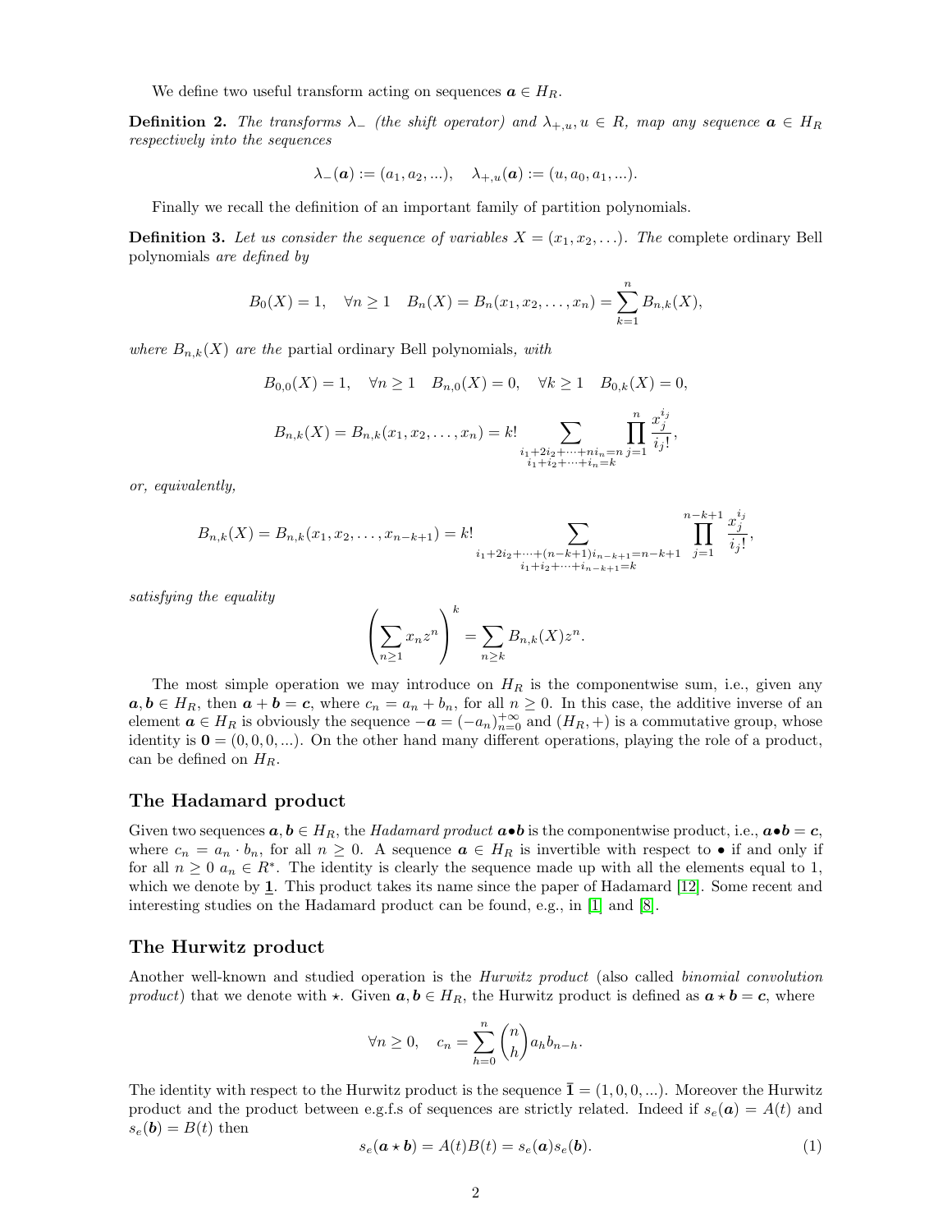We define two useful transform acting on sequences $\boldsymbol{a} \in H_R$.

**Definition 2.** *The transforms $\lambda_-$ (the shift operator) and $\lambda_{+,u}, u \in R$, map any sequence $\boldsymbol{a} \in H_R$ respectively into the sequences*

$$\lambda_-(\boldsymbol{a}) := (a_1, a_2, ...), \quad \lambda_{+,u}(\boldsymbol{a}) := (u, a_0, a_1, ...).$$

Finally we recall the definition of an important family of partition polynomials.

**Definition 3.** *Let us consider the sequence of variables $X = (x_1, x_2, \ldots)$. The* complete ordinary Bell polynomials *are defined by*

$$B_0(X) = 1, \quad \forall n \geq 1 \quad B_n(X) = B_n(x_1, x_2, \ldots, x_n) = \sum_{k=1}^{n} B_{n,k}(X),$$

*where $B_{n,k}(X)$ are the* partial ordinary Bell polynomials*, with*

$$B_{0,0}(X) = 1, \quad \forall n \geq 1 \quad B_{n,0}(X) = 0, \quad \forall k \geq 1 \quad B_{0,k}(X) = 0,$$

$$B_{n,k}(X) = B_{n,k}(x_1, x_2, \ldots, x_n) = k! \sum_{\substack{i_1+2i_2+\cdots+ni_n=n \\ i_1+i_2+\cdots+i_n=k}} \prod_{j=1}^{n} \frac{x_j^{i_j}}{i_j!},$$

*or, equivalently,*

$$B_{n,k}(X) = B_{n,k}(x_1, x_2, \ldots, x_{n-k+1}) = k! \sum_{\substack{i_1+2i_2+\cdots+(n-k+1)i_{n-k+1}=n-k+1 \\ i_1+i_2+\cdots+i_{n-k+1}=k}} \prod_{j=1}^{n-k+1} \frac{x_j^{i_j}}{i_j!},$$

*satisfying the equality*

$$\left( \sum_{n \geq 1} x_n z^n \right)^k = \sum_{n \geq k} B_{n,k}(X) z^n.$$

The most simple operation we may introduce on $H_R$ is the componentwise sum, i.e., given any $\boldsymbol{a}, \boldsymbol{b} \in H_R$, then $\boldsymbol{a} + \boldsymbol{b} = \boldsymbol{c}$, where $c_n = a_n + b_n$, for all $n \geq 0$. In this case, the additive inverse of an element $\boldsymbol{a} \in H_R$ is obviously the sequence $-\boldsymbol{a} = (-a_n)_{n=0}^{+\infty}$ and $(H_R, +)$ is a commutative group, whose identity is $\boldsymbol{0} = (0, 0, 0, ...)$. On the other hand many different operations, playing the role of a product, can be defined on $H_R$.

## The Hadamard product

Given two sequences $\boldsymbol{a}, \boldsymbol{b} \in H_R$, the *Hadamard product* $\boldsymbol{a} \bullet \boldsymbol{b}$ is the componentwise product, i.e., $\boldsymbol{a} \bullet \boldsymbol{b} = \boldsymbol{c}$, where $c_n = a_n \cdot b_n$, for all $n \geq 0$. A sequence $\boldsymbol{a} \in H_R$ is invertible with respect to $\bullet$ if and only if for all $n \geq 0$ $a_n \in R^*$. The identity is clearly the sequence made up with all the elements equal to 1, which we denote by $\underline{\mathbf{1}}$. This product takes its name since the paper of Hadamard [12]. Some recent and interesting studies on the Hadamard product can be found, e.g., in [1] and [8].

## The Hurwitz product

Another well-known and studied operation is the *Hurwitz product* (also called *binomial convolution product*) that we denote with $\star$. Given $\boldsymbol{a}, \boldsymbol{b} \in H_R$, the Hurwitz product is defined as $\boldsymbol{a} \star \boldsymbol{b} = \boldsymbol{c}$, where

$$\forall n \geq 0, \quad c_n = \sum_{h=0}^{n} \binom{n}{h} a_h b_{n-h}.$$

The identity with respect to the Hurwitz product is the sequence $\bar{\mathbf{1}} = (1, 0, 0, ...)$. Moreover the Hurwitz product and the product between e.g.f.s of sequences are strictly related. Indeed if $s_e(\boldsymbol{a}) = A(t)$ and $s_e(\boldsymbol{b}) = B(t)$ then

$$s_e(\boldsymbol{a} \star \boldsymbol{b}) = A(t)B(t) = s_e(\boldsymbol{a})s_e(\boldsymbol{b}). \tag{1}$$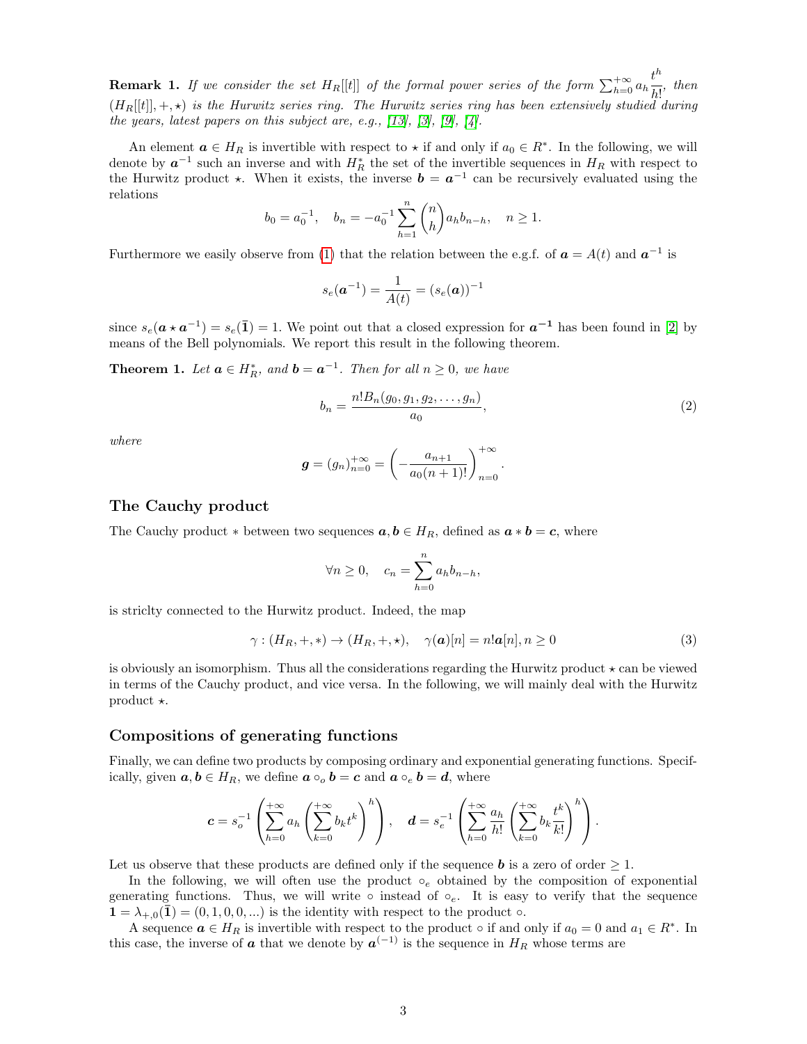**Remark 1.** *If we consider the set $H_R[[t]]$ of the formal power series of the form $\sum_{h=0}^{+\infty} a_h \frac{t^h}{h!}$, then $(H_R[[t]], +, \star)$ is the Hurwitz series ring. The Hurwitz series ring has been extensively studied during the years, latest papers on this subject are, e.g., [13], [3], [9], [4].*

An element $\boldsymbol{a} \in H_R$ is invertible with respect to $\star$ if and only if $a_0 \in R^*$. In the following, we will denote by $\boldsymbol{a}^{-1}$ such an inverse and with $H_R^*$ the set of the invertible sequences in $H_R$ with respect to the Hurwitz product $\star$. When it exists, the inverse $\boldsymbol{b} = \boldsymbol{a}^{-1}$ can be recursively evaluated using the relations

$$b_0 = a_0^{-1}, \quad b_n = -a_0^{-1} \sum_{h=1}^{n} \binom{n}{h} a_h b_{n-h}, \quad n \geq 1.$$

Furthermore we easily observe from (1) that the relation between the e.g.f. of $\boldsymbol{a} = A(t)$ and $\boldsymbol{a}^{-1}$ is

$$s_e(\boldsymbol{a}^{-1}) = \frac{1}{A(t)} = (s_e(\boldsymbol{a}))^{-1}$$

since $s_e(\boldsymbol{a} \star \boldsymbol{a}^{-1}) = s_e(\bar{\boldsymbol{1}}) = 1$. We point out that a closed expression for $\boldsymbol{a}^{-1}$ has been found in [2] by means of the Bell polynomials. We report this result in the following theorem.

**Theorem 1.** *Let $\boldsymbol{a} \in H_R^*$, and $\boldsymbol{b} = \boldsymbol{a}^{-1}$. Then for all $n \geq 0$, we have*

$$b_n = \frac{n! B_n(g_0, g_1, g_2, \ldots, g_n)}{a_0}, \tag{2}$$

*where*

$$\boldsymbol{g} = (g_n)_{n=0}^{+\infty} = \left( -\frac{a_{n+1}}{a_0 (n+1)!} \right)_{n=0}^{+\infty}.$$

## The Cauchy product

The Cauchy product $*$ between two sequences $\boldsymbol{a}, \boldsymbol{b} \in H_R$, defined as $\boldsymbol{a} * \boldsymbol{b} = \boldsymbol{c}$, where

$$\forall n \geq 0, \quad c_n = \sum_{h=0}^{n} a_h b_{n-h},$$

is stricly connected to the Hurwitz product. Indeed, the map

$$\gamma : (H_R, +, *) \to (H_R, +, \star), \quad \gamma(\boldsymbol{a})[n] = n! \boldsymbol{a}[n], n \geq 0 \tag{3}$$

is obviously an isomorphism. Thus all the considerations regarding the Hurwitz product $\star$ can be viewed in terms of the Cauchy product, and vice versa. In the following, we will mainly deal with the Hurwitz product $\star$.

## Compositions of generating functions

Finally, we can define two products by composing ordinary and exponential generating functions. Specifically, given $\boldsymbol{a}, \boldsymbol{b} \in H_R$, we define $\boldsymbol{a} \circ_o \boldsymbol{b} = \boldsymbol{c}$ and $\boldsymbol{a} \circ_e \boldsymbol{b} = \boldsymbol{d}$, where

$$\boldsymbol{c} = s_o^{-1} \left( \sum_{h=0}^{+\infty} a_h \left( \sum_{k=0}^{+\infty} b_k t^k \right)^h \right), \quad \boldsymbol{d} = s_e^{-1} \left( \sum_{h=0}^{+\infty} \frac{a_h}{h!} \left( \sum_{k=0}^{+\infty} b_k \frac{t^k}{k!} \right)^h \right).$$

Let us observe that these products are defined only if the sequence $\boldsymbol{b}$ is a zero of order $\geq 1$.

In the following, we will often use the product $\circ_e$ obtained by the composition of exponential generating functions. Thus, we will write $\circ$ instead of $\circ_e$. It is easy to verify that the sequence $\boldsymbol{1} = \lambda_{+,0}(\bar{\boldsymbol{1}}) = (0, 1, 0, 0, \ldots)$ is the identity with respect to the product $\circ$.

A sequence $\boldsymbol{a} \in H_R$ is invertible with respect to the product $\circ$ if and only if $a_0 = 0$ and $a_1 \in R^*$. In this case, the inverse of $\boldsymbol{a}$ that we denote by $\boldsymbol{a}^{(-1)}$ is the sequence in $H_R$ whose terms are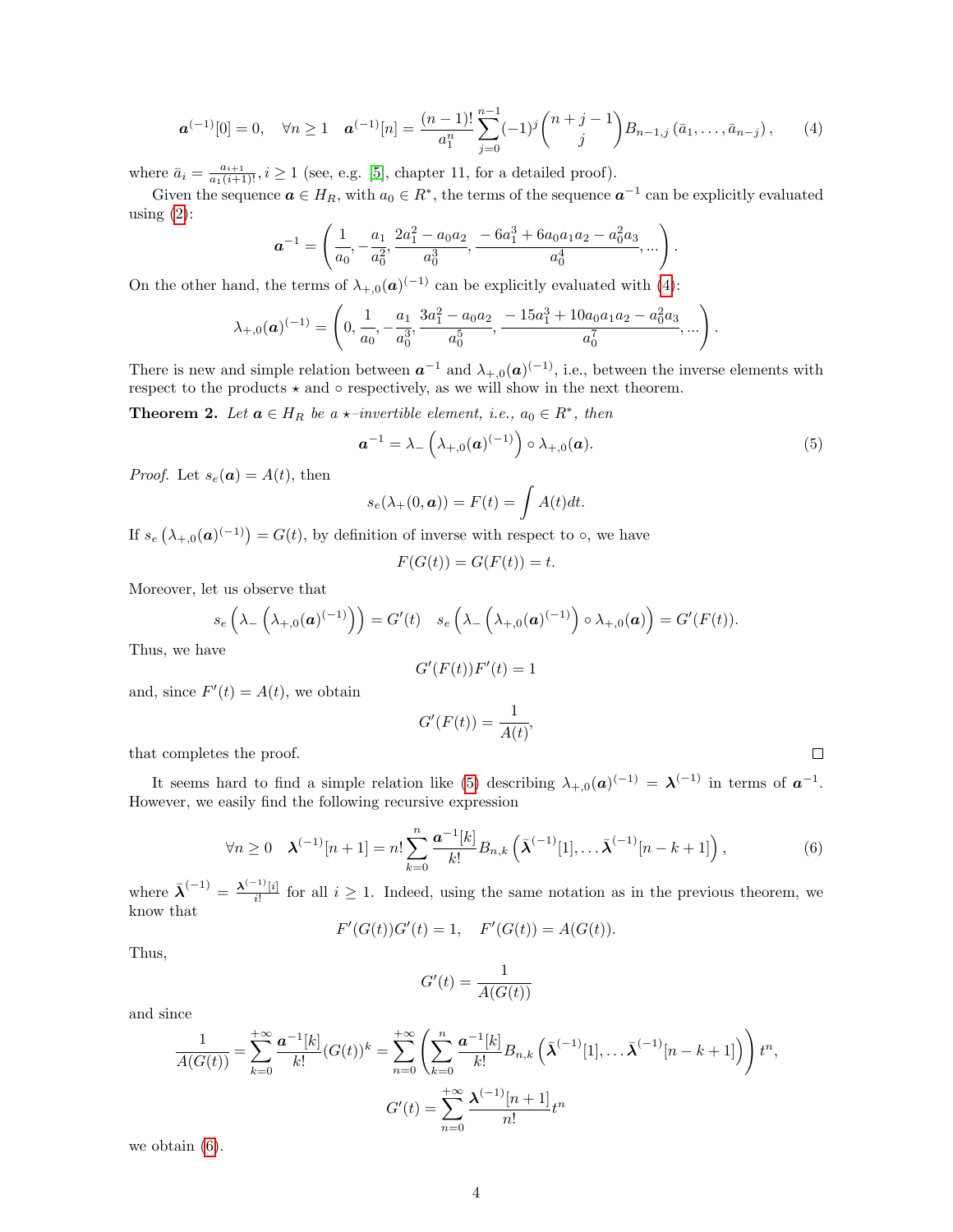$$\boldsymbol{a}^{(-1)}[0] = 0, \quad \forall n \geq 1 \quad \boldsymbol{a}^{(-1)}[n] = \frac{(n-1)!}{a_1^n} \sum_{j=0}^{n-1} (-1)^j \binom{n+j-1}{j} B_{n-1,j}\left(\bar{a}_1, \ldots, \bar{a}_{n-j}\right), \tag{4}$$

where $\bar{a}_i = \frac{a_{i+1}}{a_1(i+1)!}, i \geq 1$ (see, e.g. [5], chapter 11, for a detailed proof).

Given the sequence $\boldsymbol{a} \in H_R$, with $a_0 \in R^*$, the terms of the sequence $\boldsymbol{a}^{-1}$ can be explicitly evaluated using (2):

$$\boldsymbol{a}^{-1} = \left(\frac{1}{a_0}, -\frac{a_1}{a_0^2}, \frac{2a_1^2 - a_0 a_2}{a_0^3}, \frac{-6a_1^3 + 6a_0 a_1 a_2 - a_0^2 a_3}{a_0^4}, \ldots\right).$$

On the other hand, the terms of $\lambda_{+,0}(\boldsymbol{a})^{(-1)}$ can be explicitly evaluated with (4):

$$\lambda_{+,0}(\boldsymbol{a})^{(-1)} = \left(0, \frac{1}{a_0}, -\frac{a_1}{a_0^3}, \frac{3a_1^2 - a_0 a_2}{a_0^5}, \frac{-15a_1^3 + 10a_0 a_1 a_2 - a_0^2 a_3}{a_0^7}, \ldots\right).$$

There is new and simple relation between $\boldsymbol{a}^{-1}$ and $\lambda_{+,0}(\boldsymbol{a})^{(-1)}$, i.e., between the inverse elements with respect to the products $\star$ and $\circ$ respectively, as we will show in the next theorem.

**Theorem 2.** *Let $\boldsymbol{a} \in H_R$ be a $\star$–invertible element, i.e., $a_0 \in R^*$, then*

$$\boldsymbol{a}^{-1} = \lambda_-\left(\lambda_{+,0}(\boldsymbol{a})^{(-1)}\right) \circ \lambda_{+,0}(\boldsymbol{a}). \tag{5}$$

*Proof.* Let $s_e(\boldsymbol{a}) = A(t)$, then

$$s_e(\lambda_+(0, \boldsymbol{a})) = F(t) = \int A(t)dt.$$

If $s_e\left(\lambda_{+,0}(\boldsymbol{a})^{(-1)}\right) = G(t)$, by definition of inverse with respect to $\circ$, we have

$$F(G(t)) = G(F(t)) = t.$$

Moreover, let us observe that

$$s_e\left(\lambda_-\left(\lambda_{+,0}(\boldsymbol{a})^{(-1)}\right)\right) = G'(t) \quad s_e\left(\lambda_-\left(\lambda_{+,0}(\boldsymbol{a})^{(-1)}\right) \circ \lambda_{+,0}(\boldsymbol{a})\right) = G'(F(t)).$$

Thus, we have

$$G'(F(t))F'(t) = 1$$

and, since $F'(t) = A(t)$, we obtain

$$G'(F(t)) = \frac{1}{A(t)},$$

that completes the proof. □

It seems hard to find a simple relation like (5) describing $\lambda_{+,0}(\boldsymbol{a})^{(-1)} = \boldsymbol{\lambda}^{(-1)}$ in terms of $\boldsymbol{a}^{-1}$. However, we easily find the following recursive expression

$$\forall n \geq 0 \quad \boldsymbol{\lambda}^{(-1)}[n+1] = n! \sum_{k=0}^{n} \frac{\boldsymbol{a}^{-1}[k]}{k!} B_{n,k}\left(\bar{\boldsymbol{\lambda}}^{(-1)}[1], \ldots \bar{\boldsymbol{\lambda}}^{(-1)}[n-k+1]\right), \tag{6}$$

where $\bar{\boldsymbol{\lambda}}^{(-1)} = \frac{\boldsymbol{\lambda}^{(-1)}[i]}{i!}$ for all $i \geq 1$. Indeed, using the same notation as in the previous theorem, we know that

$$F'(G(t))G'(t) = 1, \quad F'(G(t)) = A(G(t)).$$

Thus,

$$G'(t) = \frac{1}{A(G(t))}$$

and since

$$\frac{1}{A(G(t))} = \sum_{k=0}^{+\infty} \frac{\boldsymbol{a}^{-1}[k]}{k!}(G(t))^k = \sum_{n=0}^{+\infty}\left(\sum_{k=0}^{n} \frac{\boldsymbol{a}^{-1}[k]}{k!} B_{n,k}\left(\bar{\boldsymbol{\lambda}}^{(-1)}[1], \ldots \bar{\boldsymbol{\lambda}}^{(-1)}[n-k+1]\right)\right) t^n,$$

$$G'(t) = \sum_{n=0}^{+\infty} \frac{\boldsymbol{\lambda}^{(-1)}[n+1]}{n!} t^n$$

we obtain (6).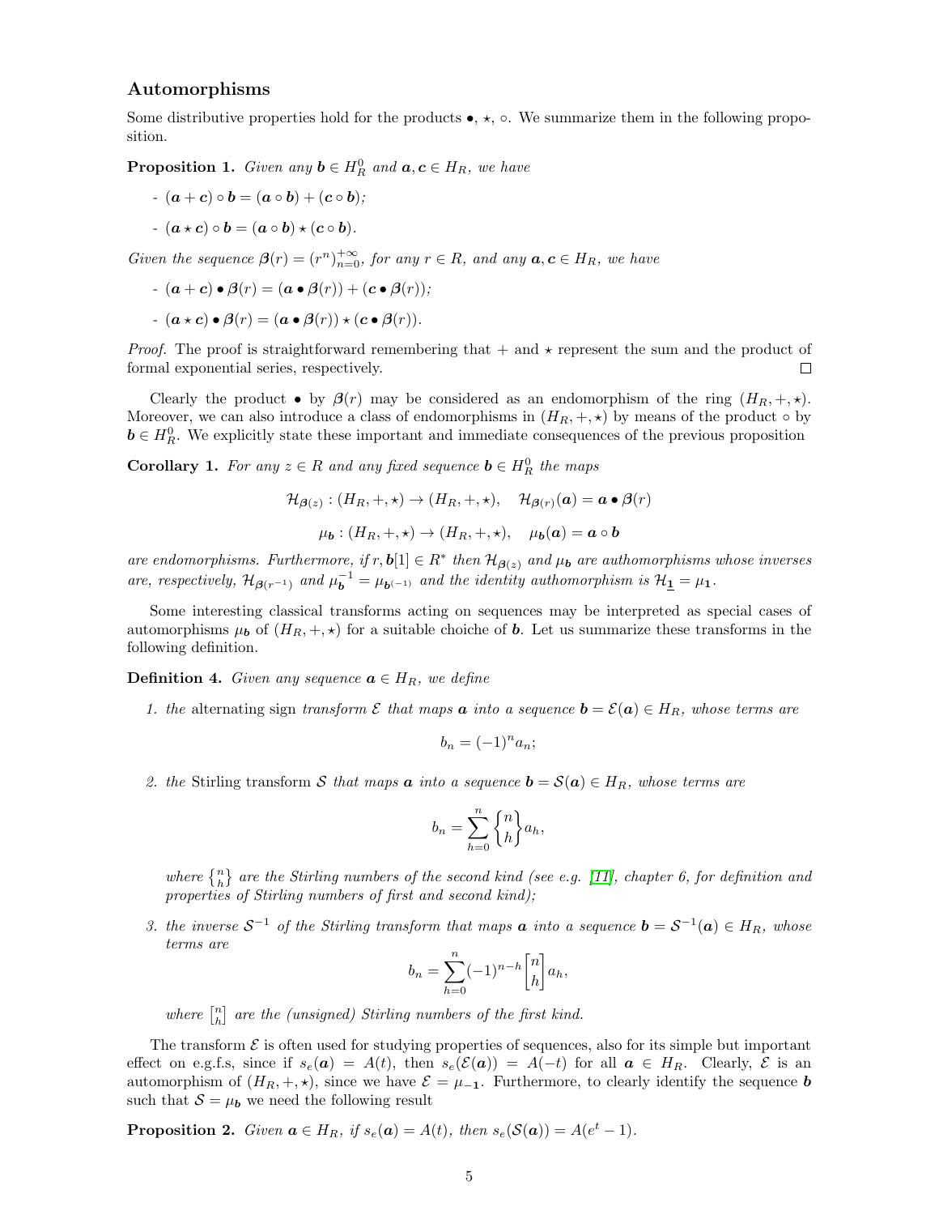## Automorphisms

Some distributive properties hold for the products $\bullet$, $\star$, $\circ$. We summarize them in the following proposition.

**Proposition 1.** *Given any $\boldsymbol{b} \in H_R^0$ and $\boldsymbol{a}, \boldsymbol{c} \in H_R$, we have*

- $(\boldsymbol{a} + \boldsymbol{c}) \circ \boldsymbol{b} = (\boldsymbol{a} \circ \boldsymbol{b}) + (\boldsymbol{c} \circ \boldsymbol{b})$;
- $(\boldsymbol{a} \star \boldsymbol{c}) \circ \boldsymbol{b} = (\boldsymbol{a} \circ \boldsymbol{b}) \star (\boldsymbol{c} \circ \boldsymbol{b})$.

*Given the sequence $\boldsymbol{\beta}(r) = (r^n)_{n=0}^{+\infty}$, for any $r \in R$, and any $\boldsymbol{a}, \boldsymbol{c} \in H_R$, we have*

- $(\boldsymbol{a} + \boldsymbol{c}) \bullet \boldsymbol{\beta}(r) = (\boldsymbol{a} \bullet \boldsymbol{\beta}(r)) + (\boldsymbol{c} \bullet \boldsymbol{\beta}(r))$;
- $(\boldsymbol{a} \star \boldsymbol{c}) \bullet \boldsymbol{\beta}(r) = (\boldsymbol{a} \bullet \boldsymbol{\beta}(r)) \star (\boldsymbol{c} \bullet \boldsymbol{\beta}(r))$.

*Proof.* The proof is straightforward remembering that $+$ and $\star$ represent the sum and the product of formal exponential series, respectively. □

Clearly the product $\bullet$ by $\boldsymbol{\beta}(r)$ may be considered as an endomorphism of the ring $(H_R, +, \star)$. Moreover, we can also introduce a class of endomorphisms in $(H_R, +, \star)$ by means of the product $\circ$ by $\boldsymbol{b} \in H_R^0$. We explicitly state these important and immediate consequences of the previous proposition

**Corollary 1.** *For any $z \in R$ and any fixed sequence $\boldsymbol{b} \in H_R^0$ the maps*

$$\mathcal{H}_{\boldsymbol{\beta}(z)} : (H_R, +, \star) \to (H_R, +, \star), \quad \mathcal{H}_{\boldsymbol{\beta}(r)}(\boldsymbol{a}) = \boldsymbol{a} \bullet \boldsymbol{\beta}(r)$$

$$\mu_{\boldsymbol{b}} : (H_R, +, \star) \to (H_R, +, \star), \quad \mu_{\boldsymbol{b}}(\boldsymbol{a}) = \boldsymbol{a} \circ \boldsymbol{b}$$

*are endomorphisms. Furthermore, if $r, \boldsymbol{b}[1] \in R^*$ then $\mathcal{H}_{\boldsymbol{\beta}(z)}$ and $\mu_{\boldsymbol{b}}$ are authomorphisms whose inverses are, respectively, $\mathcal{H}_{\boldsymbol{\beta}(r^{-1})}$ and $\mu_{\boldsymbol{b}}^{-1} = \mu_{\boldsymbol{b}^{(-1)}}$ and the identity authomorphism is $\mathcal{H}_{\underline{\boldsymbol{1}}} = \mu_{\boldsymbol{1}}$.*

Some interesting classical transforms acting on sequences may be interpreted as special cases of automorphisms $\mu_{\boldsymbol{b}}$ of $(H_R, +, \star)$ for a suitable choiche of $\boldsymbol{b}$. Let us summarize these transforms in the following definition.

**Definition 4.** *Given any sequence $\boldsymbol{a} \in H_R$, we define*

1. *the* alternating sign *transform $\mathcal{E}$ that maps $\boldsymbol{a}$ into a sequence $\boldsymbol{b} = \mathcal{E}(\boldsymbol{a}) \in H_R$, whose terms are*
$$b_n = (-1)^n a_n;$$
2. *the* Stirling transform *$\mathcal{S}$ that maps $\boldsymbol{a}$ into a sequence $\boldsymbol{b} = \mathcal{S}(\boldsymbol{a}) \in H_R$, whose terms are*
$$b_n = \sum_{h=0}^{n} \left\{ {n \atop h} \right\} a_h,$$
*where $\left\{ {n \atop h} \right\}$ are the Stirling numbers of the second kind (see e.g. [11], chapter 6, for definition and properties of Stirling numbers of first and second kind);*
3. *the inverse $\mathcal{S}^{-1}$ of the Stirling transform that maps $\boldsymbol{a}$ into a sequence $\boldsymbol{b} = \mathcal{S}^{-1}(\boldsymbol{a}) \in H_R$, whose terms are*
$$b_n = \sum_{h=0}^{n} (-1)^{n-h} \left[ {n \atop h} \right] a_h,$$
*where $\left[ {n \atop h} \right]$ are the (unsigned) Stirling numbers of the first kind.*

The transform $\mathcal{E}$ is often used for studying properties of sequences, also for its simple but important effect on e.g.f.s, since if $s_e(\boldsymbol{a}) = A(t)$, then $s_e(\mathcal{E}(\boldsymbol{a})) = A(-t)$ for all $\boldsymbol{a} \in H_R$. Clearly, $\mathcal{E}$ is an automorphism of $(H_R, +, \star)$, since we have $\mathcal{E} = \mu_{-\boldsymbol{1}}$. Furthermore, to clearly identify the sequence $\boldsymbol{b}$ such that $\mathcal{S} = \mu_{\boldsymbol{b}}$ we need the following result

**Proposition 2.** *Given $\boldsymbol{a} \in H_R$, if $s_e(\boldsymbol{a}) = A(t)$, then $s_e(\mathcal{S}(\boldsymbol{a})) = A(e^t - 1)$.*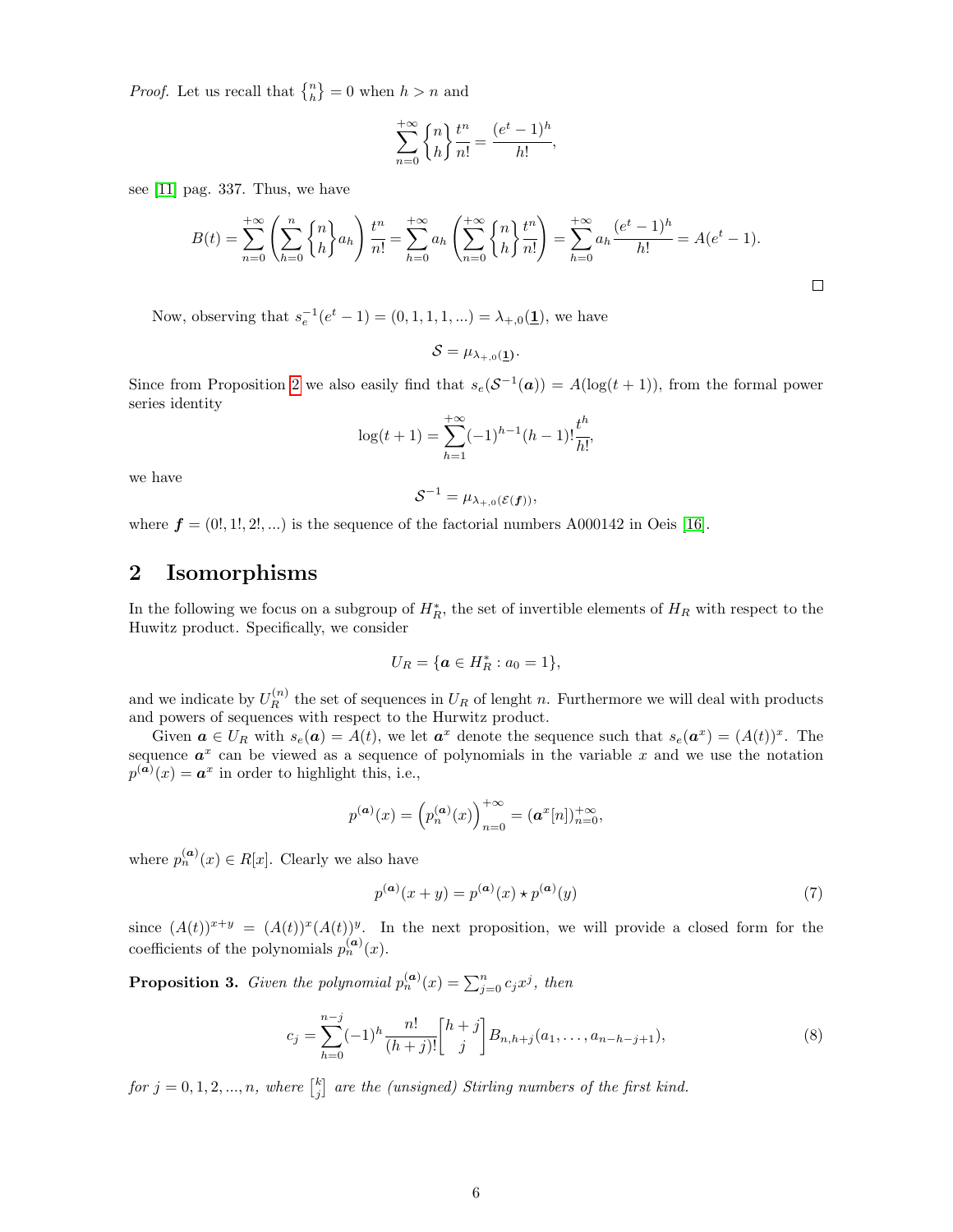*Proof.* Let us recall that $\left\{ {n \atop h} \right\} = 0$ when $h > n$ and

$$\sum_{n=0}^{+\infty} \left\{ {n \atop h} \right\} \frac{t^n}{n!} = \frac{(e^t - 1)^h}{h!},$$

see [11] pag. 337. Thus, we have

$$B(t) = \sum_{n=0}^{+\infty} \left( \sum_{h=0}^{n} \left\{ {n \atop h} \right\} a_h \right) \frac{t^n}{n!} = \sum_{h=0}^{+\infty} a_h \left( \sum_{n=0}^{+\infty} \left\{ {n \atop h} \right\} \frac{t^n}{n!} \right) = \sum_{h=0}^{+\infty} a_h \frac{(e^t - 1)^h}{h!} = A(e^t - 1).$$

□

Now, observing that $s_e^{-1}(e^t - 1) = (0, 1, 1, 1, ...) = \lambda_{+,0}(\underline{\mathbf{1}})$, we have

$$\mathcal{S} = \mu_{\lambda_{+,0}(\underline{\mathbf{1}})}.$$

Since from Proposition 2 we also easily find that $s_e(\mathcal{S}^{-1}(\boldsymbol{a})) = A(\log(t+1))$, from the formal power series identity

$$\log(t+1) = \sum_{h=1}^{+\infty} (-1)^{h-1}(h-1)! \frac{t^h}{h!},$$

we have

$$\mathcal{S}^{-1} = \mu_{\lambda_{+,0}(\mathcal{E}(\boldsymbol{f}))},$$

where $\boldsymbol{f} = (0!, 1!, 2!, ...)$ is the sequence of the factorial numbers A000142 in Oeis [16].

## 2 Isomorphisms

In the following we focus on a subgroup of $H_R^*$, the set of invertible elements of $H_R$ with respect to the Huwitz product. Specifically, we consider

$$U_R = \{\boldsymbol{a} \in H_R^* : a_0 = 1\},$$

and we indicate by $U_R^{(n)}$ the set of sequences in $U_R$ of lenght $n$. Furthermore we will deal with products and powers of sequences with respect to the Hurwitz product.

Given $\boldsymbol{a} \in U_R$ with $s_e(\boldsymbol{a}) = A(t)$, we let $\boldsymbol{a}^x$ denote the sequence such that $s_e(\boldsymbol{a}^x) = (A(t))^x$. The sequence $\boldsymbol{a}^x$ can be viewed as a sequence of polynomials in the variable $x$ and we use the notation $p^{(\boldsymbol{a})}(x) = \boldsymbol{a}^x$ in order to highlight this, i.e.,

$$p^{(\boldsymbol{a})}(x) = \left( p_n^{(\boldsymbol{a})}(x) \right)_{n=0}^{+\infty} = (\boldsymbol{a}^x[n])_{n=0}^{+\infty},$$

where $p_n^{(\boldsymbol{a})}(x) \in R[x]$. Clearly we also have

$$p^{(\boldsymbol{a})}(x + y) = p^{(\boldsymbol{a})}(x) \star p^{(\boldsymbol{a})}(y) \tag{7}$$

since $(A(t))^{x+y} = (A(t))^x(A(t))^y$. In the next proposition, we will provide a closed form for the coefficients of the polynomials $p_n^{(\boldsymbol{a})}(x)$.

**Proposition 3.** *Given the polynomial $p_n^{(\boldsymbol{a})}(x) = \sum_{j=0}^{n} c_j x^j$, then*

$$c_j = \sum_{h=0}^{n-j} (-1)^h \frac{n!}{(h+j)!} \left[ {h+j \atop j} \right] B_{n,h+j}(a_1, \ldots, a_{n-h-j+1}), \tag{8}$$

*for $j = 0, 1, 2, ..., n$, where $\left[ {k \atop j} \right]$ are the (unsigned) Stirling numbers of the first kind.*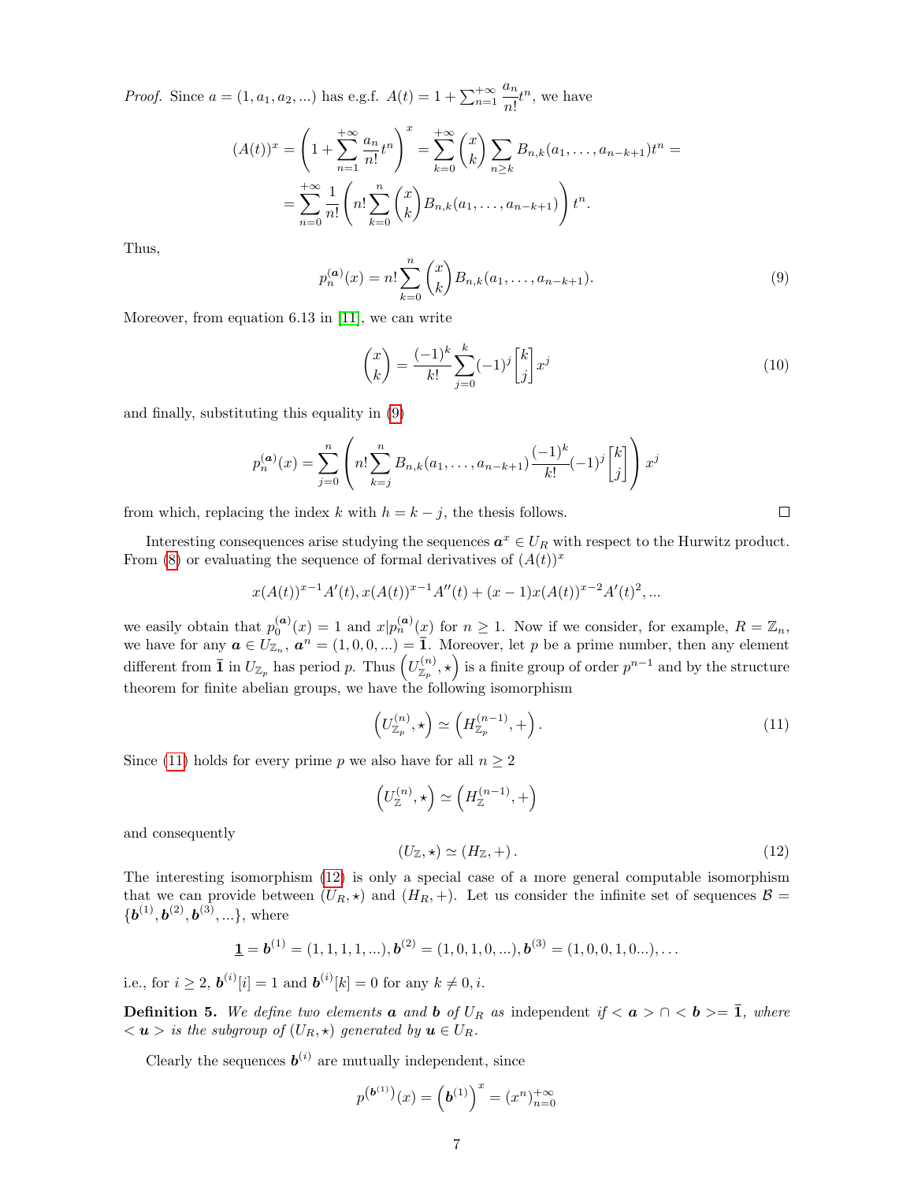*Proof.* Since $a = (1, a_1, a_2, ...)$ has e.g.f. $A(t) = 1 + \sum_{n=1}^{+\infty} \frac{a_n}{n!} t^n$, we have

$$(A(t))^x = \left(1 + \sum_{n=1}^{+\infty} \frac{a_n}{n!} t^n\right)^x = \sum_{k=0}^{+\infty} \binom{x}{k} \sum_{n \geq k} B_{n,k}(a_1, \dots, a_{n-k+1}) t^n =$$
$$= \sum_{n=0}^{+\infty} \frac{1}{n!} \left( n! \sum_{k=0}^{n} \binom{x}{k} B_{n,k}(a_1, \dots, a_{n-k+1}) \right) t^n.$$

Thus,

$$p_n^{(\boldsymbol{a})}(x) = n! \sum_{k=0}^{n} \binom{x}{k} B_{n,k}(a_1, \dots, a_{n-k+1}). \tag{9}$$

Moreover, from equation 6.13 in [11], we can write

$$\binom{x}{k} = \frac{(-1)^k}{k!} \sum_{j=0}^{k} (-1)^j \begin{bmatrix} k \\ j \end{bmatrix} x^j \tag{10}$$

and finally, substituting this equality in (9)

$$p_n^{(\boldsymbol{a})}(x) = \sum_{j=0}^{n} \left( n! \sum_{k=j}^{n} B_{n,k}(a_1, \dots, a_{n-k+1}) \frac{(-1)^k}{k!} (-1)^j \begin{bmatrix} k \\ j \end{bmatrix} \right) x^j$$

from which, replacing the index $k$ with $h = k - j$, the thesis follows. □

Interesting consequences arise studying the sequences $\boldsymbol{a}^x \in U_R$ with respect to the Hurwitz product. From (8) or evaluating the sequence of formal derivatives of $(A(t))^x$

$$x(A(t))^{x-1} A'(t), x(A(t))^{x-1} A''(t) + (x-1)x(A(t))^{x-2} A'(t)^2, ...$$

we easily obtain that $p_0^{(\boldsymbol{a})}(x) = 1$ and $x | p_n^{(\boldsymbol{a})}(x)$ for $n \geq 1$. Now if we consider, for example, $R = \mathbb{Z}_n$, we have for any $\boldsymbol{a} \in U_{\mathbb{Z}_n}$, $\boldsymbol{a}^n = (1, 0, 0, ...) = \bar{\mathbf{1}}$. Moreover, let $p$ be a prime number, then any element different from $\bar{\mathbf{1}}$ in $U_{\mathbb{Z}_p}$ has period $p$. Thus $\left(U_{\mathbb{Z}_p}^{(n)}, \star\right)$ is a finite group of order $p^{n-1}$ and by the structure theorem for finite abelian groups, we have the following isomorphism

$$\left(U_{\mathbb{Z}_p}^{(n)}, \star\right) \simeq \left(H_{\mathbb{Z}_p}^{(n-1)}, +\right). \tag{11}$$

Since (11) holds for every prime $p$ we also have for all $n \geq 2$

$$\left(U_{\mathbb{Z}}^{(n)}, \star\right) \simeq \left(H_{\mathbb{Z}}^{(n-1)}, +\right)$$

and consequently

$$(U_{\mathbb{Z}}, \star) \simeq (H_{\mathbb{Z}}, +). \tag{12}$$

The interesting isomorphism (12) is only a special case of a more general computable isomorphism that we can provide between $(U_R, \star)$ and $(H_R, +)$. Let us consider the infinite set of sequences $\mathcal{B} = \{\boldsymbol{b}^{(1)}, \boldsymbol{b}^{(2)}, \boldsymbol{b}^{(3)}, ...\}$, where

$$\underline{\mathbf{1}} = \boldsymbol{b}^{(1)} = (1, 1, 1, 1, ...), \boldsymbol{b}^{(2)} = (1, 0, 1, 0, ...), \boldsymbol{b}^{(3)} = (1, 0, 0, 1, 0...), \dots$$

i.e., for $i \geq 2$, $\boldsymbol{b}^{(i)}[i] = 1$ and $\boldsymbol{b}^{(i)}[k] = 0$ for any $k \neq 0, i$.

**Definition 5.** *We define two elements $\boldsymbol{a}$ and $\boldsymbol{b}$ of $U_R$ as* independent *if $< \boldsymbol{a} > \cap < \boldsymbol{b} > = \bar{\mathbf{1}}$, where $< \boldsymbol{u} >$ is the subgroup of $(U_R, \star)$ generated by $\boldsymbol{u} \in U_R$.*

Clearly the sequences $\boldsymbol{b}^{(i)}$ are mutually independent, since

$$p^{(\boldsymbol{b}^{(1)})}(x) = \left(\boldsymbol{b}^{(1)}\right)^x = (x^n)_{n=0}^{+\infty}$$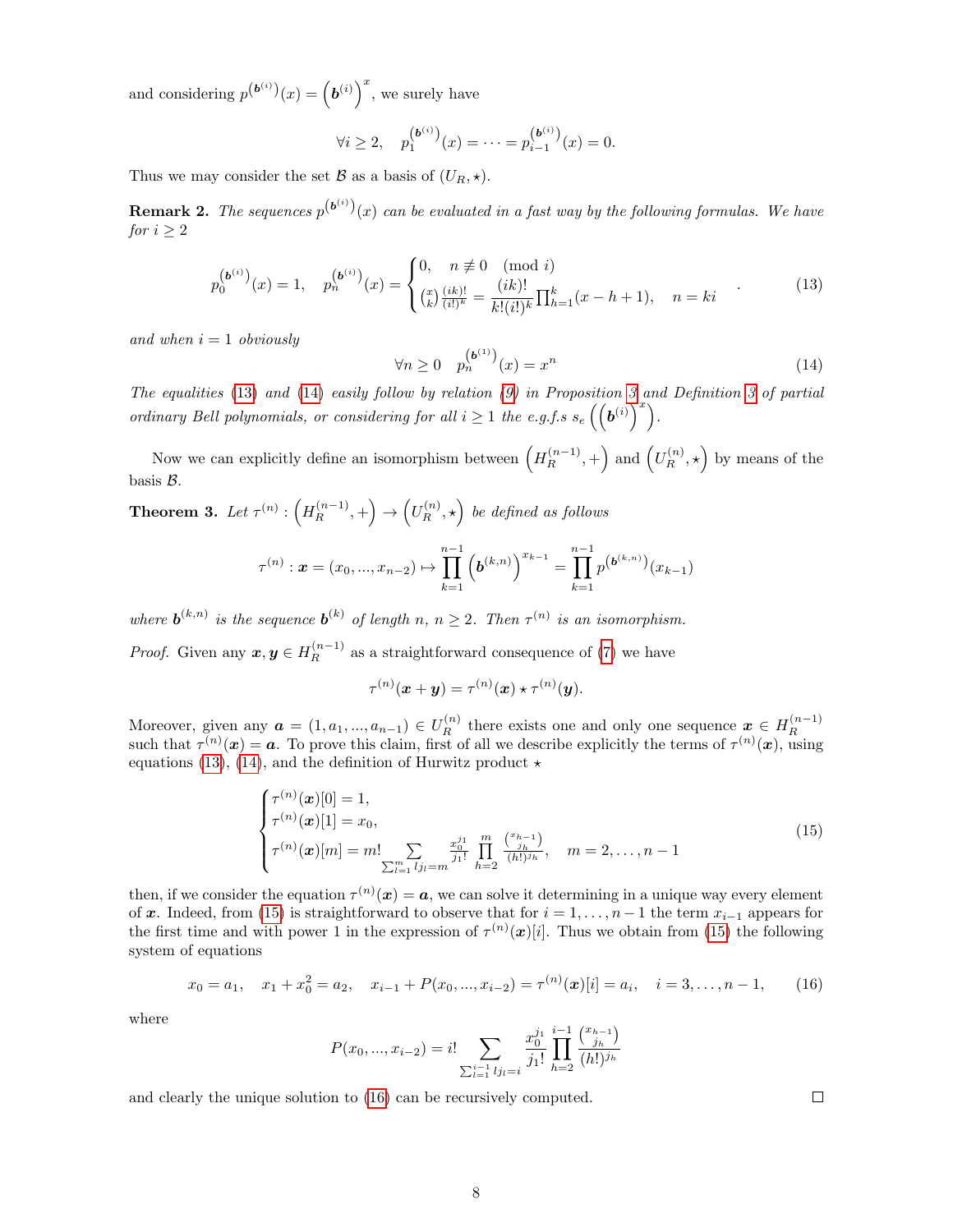and considering $p^{(\boldsymbol{b}^{(i)})}(x) = \left(\boldsymbol{b}^{(i)}\right)^x$, we surely have

$$\forall i \geq 2, \quad p_1^{(\boldsymbol{b}^{(i)})}(x) = \cdots = p_{i-1}^{(\boldsymbol{b}^{(i)})}(x) = 0.$$

Thus we may consider the set $\mathcal{B}$ as a basis of $(U_R, \star)$.

**Remark 2.** *The sequences $p^{(\boldsymbol{b}^{(i)})}(x)$ can be evaluated in a fast way by the following formulas. We have for $i \geq 2$*

$$p_0^{(\boldsymbol{b}^{(i)})}(x) = 1, \quad p_n^{(\boldsymbol{b}^{(i)})}(x) = \begin{cases} 0, & n \not\equiv 0 \pmod{i} \\ \binom{x}{k}\frac{(ik)!}{(i!)^k} = \dfrac{(ik)!}{k!(i!)^k}\prod_{h=1}^{k}(x-h+1), & n = ki \end{cases}. \tag{13}$$

*and when $i = 1$ obviously*

$$\forall n \geq 0 \quad p_n^{(\boldsymbol{b}^{(1)})}(x) = x^n \tag{14}$$

*The equalities (13) and (14) easily follow by relation (9) in Proposition 3 and Definition 3 of partial ordinary Bell polynomials, or considering for all $i \geq 1$ the e.g.f.s $s_e\left(\left(\boldsymbol{b}^{(i)}\right)^x\right)$.*

Now we can explicitly define an isomorphism between $\left(H_R^{(n-1)}, +\right)$ and $\left(U_R^{(n)}, \star\right)$ by means of the basis $\mathcal{B}$.

**Theorem 3.** *Let $\tau^{(n)} : \left(H_R^{(n-1)}, +\right) \to \left(U_R^{(n)}, \star\right)$ be defined as follows*

$$\tau^{(n)} : \boldsymbol{x} = (x_0, ..., x_{n-2}) \mapsto \prod_{k=1}^{n-1}\left(\boldsymbol{b}^{(k,n)}\right)^{x_{k-1}} = \prod_{k=1}^{n-1} p^{(\boldsymbol{b}^{(k,n)})}(x_{k-1})$$

*where $\boldsymbol{b}^{(k,n)}$ is the sequence $\boldsymbol{b}^{(k)}$ of length $n$, $n \geq 2$. Then $\tau^{(n)}$ is an isomorphism.*

*Proof.* Given any $\boldsymbol{x}, \boldsymbol{y} \in H_R^{(n-1)}$ as a straightforward consequence of (7) we have

$$\tau^{(n)}(\boldsymbol{x} + \boldsymbol{y}) = \tau^{(n)}(\boldsymbol{x}) \star \tau^{(n)}(\boldsymbol{y}).$$

Moreover, given any $\boldsymbol{a} = (1, a_1, ..., a_{n-1}) \in U_R^{(n)}$ there exists one and only one sequence $\boldsymbol{x} \in H_R^{(n-1)}$ such that $\tau^{(n)}(\boldsymbol{x}) = \boldsymbol{a}$. To prove this claim, first of all we describe explicitly the terms of $\tau^{(n)}(\boldsymbol{x})$, using equations (13), (14), and the definition of Hurwitz product $\star$

$$\begin{cases} \tau^{(n)}(\boldsymbol{x})[0] = 1, \\ \tau^{(n)}(\boldsymbol{x})[1] = x_0, \\ \tau^{(n)}(\boldsymbol{x})[m] = m! \displaystyle\sum_{\sum_{l=1}^{m} l j_l = m} \frac{x_0^{j_1}}{j_1!} \prod_{h=2}^{m} \frac{\binom{x_{h-1}}{j_h}}{(h!)^{j_h}}, \quad m = 2, \ldots, n-1 \end{cases} \tag{15}$$

then, if we consider the equation $\tau^{(n)}(\boldsymbol{x}) = \boldsymbol{a}$, we can solve it determining in a unique way every element of $\boldsymbol{x}$. Indeed, from (15) is straightforward to observe that for $i = 1, \ldots, n-1$ the term $x_{i-1}$ appears for the first time and with power 1 in the expression of $\tau^{(n)}(\boldsymbol{x})[i]$. Thus we obtain from (15) the following system of equations

$$x_0 = a_1, \quad x_1 + x_0^2 = a_2, \quad x_{i-1} + P(x_0, ..., x_{i-2}) = \tau^{(n)}(\boldsymbol{x})[i] = a_i, \quad i = 3, \ldots, n-1, \tag{16}$$

where

$$P(x_0, ..., x_{i-2}) = i! \sum_{\sum_{l=1}^{i-1} l j_l = i} \frac{x_0^{j_1}}{j_1!} \prod_{h=2}^{i-1} \frac{\binom{x_{h-1}}{j_h}}{(h!)^{j_h}}$$

and clearly the unique solution to (16) can be recursively computed. $\square$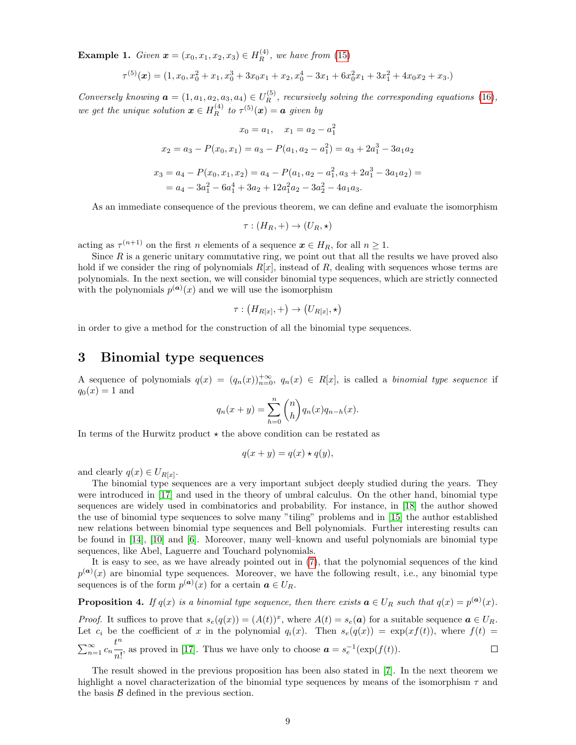**Example 1.** *Given $\boldsymbol{x} = (x_0, x_1, x_2, x_3) \in H_R^{(4)}$, we have from (15)*

$$\tau^{(5)}(\boldsymbol{x}) = (1, x_0, x_0^2 + x_1, x_0^3 + 3x_0x_1 + x_2, x_0^4 - 3x_1 + 6x_0^2x_1 + 3x_1^2 + 4x_0x_2 + x_3.)$$

*Conversely knowing $\boldsymbol{a} = (1, a_1, a_2, a_3, a_4) \in U_R^{(5)}$, recursively solving the corresponding equations (16), we get the unique solution $\boldsymbol{x} \in H_R^{(4)}$ to $\tau^{(5)}(\boldsymbol{x}) = \boldsymbol{a}$ given by*

$$x_0 = a_1, \quad x_1 = a_2 - a_1^2$$

$$x_2 = a_3 - P(x_0, x_1) = a_3 - P(a_1, a_2 - a_1^2) = a_3 + 2a_1^3 - 3a_1a_2$$

$$\begin{aligned} x_3 = a_4 - P(x_0, x_1, x_2) &= a_4 - P(a_1, a_2 - a_1^2, a_3 + 2a_1^3 - 3a_1a_2) = \\ &= a_4 - 3a_1^2 - 6a_1^4 + 3a_2 + 12a_1^2a_2 - 3a_2^2 - 4a_1a_3. \end{aligned}$$

As an immediate consequence of the previous theorem, we can define and evaluate the isomorphism

$$\tau : (H_R, +) \to (U_R, \star)$$

acting as $\tau^{(n+1)}$ on the first $n$ elements of a sequence $\boldsymbol{x} \in H_R$, for all $n \geq 1$.

Since $R$ is a generic unitary commutative ring, we point out that all the results we have proved also hold if we consider the ring of polynomials $R[x]$, instead of $R$, dealing with sequences whose terms are polynomials. In the next section, we will consider binomial type sequences, which are strictly connected with the polynomials $p^{(\boldsymbol{a})}(x)$ and we will use the isomorphism

$$\tau : \left(H_{R[x]}, +\right) \to \left(U_{R[x]}, \star\right)$$

in order to give a method for the construction of all the binomial type sequences.

## 3 Binomial type sequences

A sequence of polynomials $q(x) = (q_n(x))_{n=0}^{+\infty}$, $q_n(x) \in R[x]$, is called a *binomial type sequence* if $q_0(x) = 1$ and

$$q_n(x + y) = \sum_{h=0}^{n} \binom{n}{h} q_n(x) q_{n-h}(x).$$

In terms of the Hurwitz product $\star$ the above condition can be restated as

$$q(x + y) = q(x) \star q(y),$$

and clearly $q(x) \in U_{R[x]}$.

The binomial type sequences are a very important subject deeply studied during the years. They were introduced in [17] and used in the theory of umbral calculus. On the other hand, binomial type sequences are widely used in combinatorics and probability. For instance, in [18] the author showed the use of binomial type sequences to solve many "tiling" problems and in [15] the author established new relations between binomial type sequences and Bell polynomials. Further interesting results can be found in [14], [10] and [6]. Moreover, many well–known and useful polynomials are binomial type sequences, like Abel, Laguerre and Touchard polynomials.

It is easy to see, as we have already pointed out in (7), that the polynomial sequences of the kind $p^{(\boldsymbol{a})}(x)$ are binomial type sequences. Moreover, we have the following result, i.e., any binomial type sequences is of the form $p^{(\boldsymbol{a})}(x)$ for a certain $\boldsymbol{a} \in U_R$.

**Proposition 4.** *If $q(x)$ is a binomial type sequence, then there exists $\boldsymbol{a} \in U_R$ such that $q(x) = p^{(\boldsymbol{a})}(x)$.*

*Proof.* It suffices to prove that $s_e(q(x)) = (A(t))^x$, where $A(t) = s_e(\boldsymbol{a})$ for a suitable sequence $\boldsymbol{a} \in U_R$. Let $c_i$ be the coefficient of $x$ in the polynomial $q_i(x)$. Then $s_e(q(x)) = \exp(xf(t))$, where $f(t) = \sum_{n=1}^{\infty} c_n \dfrac{t^n}{n!}$, as proved in [17]. Thus we have only to choose $\boldsymbol{a} = s_e^{-1}(\exp(f(t)))$. □

The result showed in the previous proposition has been also stated in [7]. In the next theorem we highlight a novel characterization of the binomial type sequences by means of the isomorphism $\tau$ and the basis $\mathcal{B}$ defined in the previous section.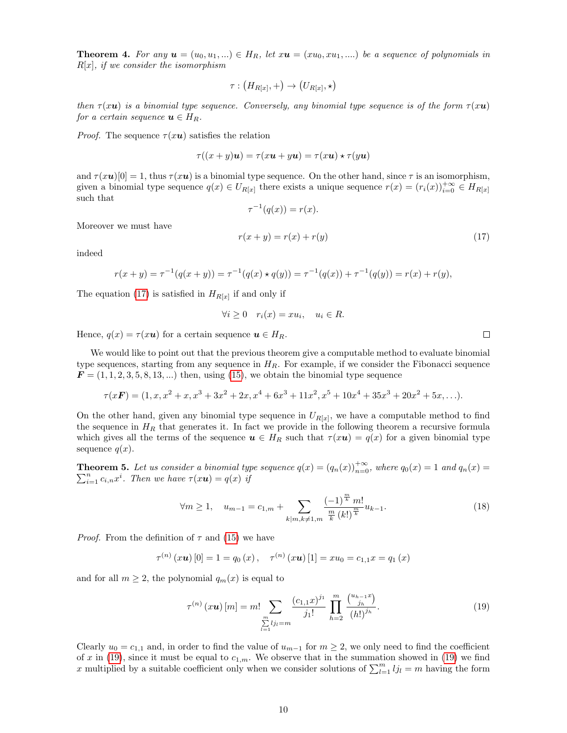**Theorem 4.** *For any $\boldsymbol{u} = (u_0, u_1, ...) \in H_R$, let $x\boldsymbol{u} = (xu_0, xu_1, ....)$ be a sequence of polynomials in $R[x]$, if we consider the isomorphism*

$$\tau : \left(H_{R[x]}, +\right) \to \left(U_{R[x]}, \star\right)$$

*then $\tau(x\boldsymbol{u})$ is a binomial type sequence. Conversely, any binomial type sequence is of the form $\tau(x\boldsymbol{u})$ for a certain sequence $\boldsymbol{u} \in H_R$.*

*Proof.* The sequence $\tau(x\boldsymbol{u})$ satisfies the relation

$$\tau((x+y)\boldsymbol{u}) = \tau(x\boldsymbol{u} + y\boldsymbol{u}) = \tau(x\boldsymbol{u}) \star \tau(y\boldsymbol{u})$$

and $\tau(x\boldsymbol{u})[0] = 1$, thus $\tau(x\boldsymbol{u})$ is a binomial type sequence. On the other hand, since $\tau$ is an isomorphism, given a binomial type sequence $q(x) \in U_{R[x]}$ there exists a unique sequence $r(x) = (r_i(x))_{i=0}^{+\infty} \in H_{R[x]}$ such that

$$\tau^{-1}(q(x)) = r(x).$$

Moreover we must have

$$r(x+y) = r(x) + r(y) \tag{17}$$

indeed

$$r(x+y) = \tau^{-1}(q(x+y)) = \tau^{-1}(q(x) \star q(y)) = \tau^{-1}(q(x)) + \tau^{-1}(q(y)) = r(x) + r(y),$$

The equation (17) is satisfied in $H_{R[x]}$ if and only if

$$\forall i \geq 0 \quad r_i(x) = xu_i, \quad u_i \in R.$$

Hence, $q(x) = \tau(x\boldsymbol{u})$ for a certain sequence $\boldsymbol{u} \in H_R$. □

We would like to point out that the previous theorem give a computable method to evaluate binomial type sequences, starting from any sequence in $H_R$. For example, if we consider the Fibonacci sequence $\boldsymbol{F} = (1, 1, 2, 3, 5, 8, 13, ...)$ then, using (15), we obtain the binomial type sequence

$$\tau(x\boldsymbol{F}) = (1, x, x^2 + x, x^3 + 3x^2 + 2x, x^4 + 6x^3 + 11x^2, x^5 + 10x^4 + 35x^3 + 20x^2 + 5x, \ldots).$$

On the other hand, given any binomial type sequence in $U_{R[x]}$, we have a computable method to find the sequence in $H_R$ that generates it. In fact we provide in the following theorem a recursive formula which gives all the terms of the sequence $\boldsymbol{u} \in H_R$ such that $\tau(x\boldsymbol{u}) = q(x)$ for a given binomial type sequence $q(x)$.

**Theorem 5.** *Let us consider a binomial type sequence $q(x) = (q_n(x))_{n=0}^{+\infty}$, where $q_0(x) = 1$ and $q_n(x) = \sum_{i=1}^{n} c_{i,n}x^i$. Then we have $\tau(x\boldsymbol{u}) = q(x)$ if*

$$\forall m \geq 1, \quad u_{m-1} = c_{1,m} + \sum_{k|m, k\neq 1,m} \frac{(-1)^{\frac{m}{k}}\, m!}{\frac{m}{k}\,(k!)^{\frac{m}{k}}} u_{k-1}. \tag{18}$$

*Proof.* From the definition of $\tau$ and (15) we have

$$\tau^{(n)}(x\boldsymbol{u})[0] = 1 = q_0(x), \quad \tau^{(n)}(x\boldsymbol{u})[1] = xu_0 = c_{1,1}x = q_1(x)$$

and for all $m \geq 2$, the polynomial $q_m(x)$ is equal to

$$\tau^{(n)}(x\boldsymbol{u})[m] = m! \sum_{\sum\limits_{l=1}^{m} lj_l = m} \frac{(c_{1,1}x)^{j_1}}{j_1!} \prod_{h=2}^{m} \frac{\binom{u_{h-1}x}{j_h}}{(h!)^{j_h}}. \tag{19}$$

Clearly $u_0 = c_{1,1}$ and, in order to find the value of $u_{m-1}$ for $m \geq 2$, we only need to find the coefficient of $x$ in (19), since it must be equal to $c_{1,m}$. We observe that in the summation showed in (19) we find $x$ multiplied by a suitable coefficient only when we consider solutions of $\sum_{l=1}^{m} lj_l = m$ having the form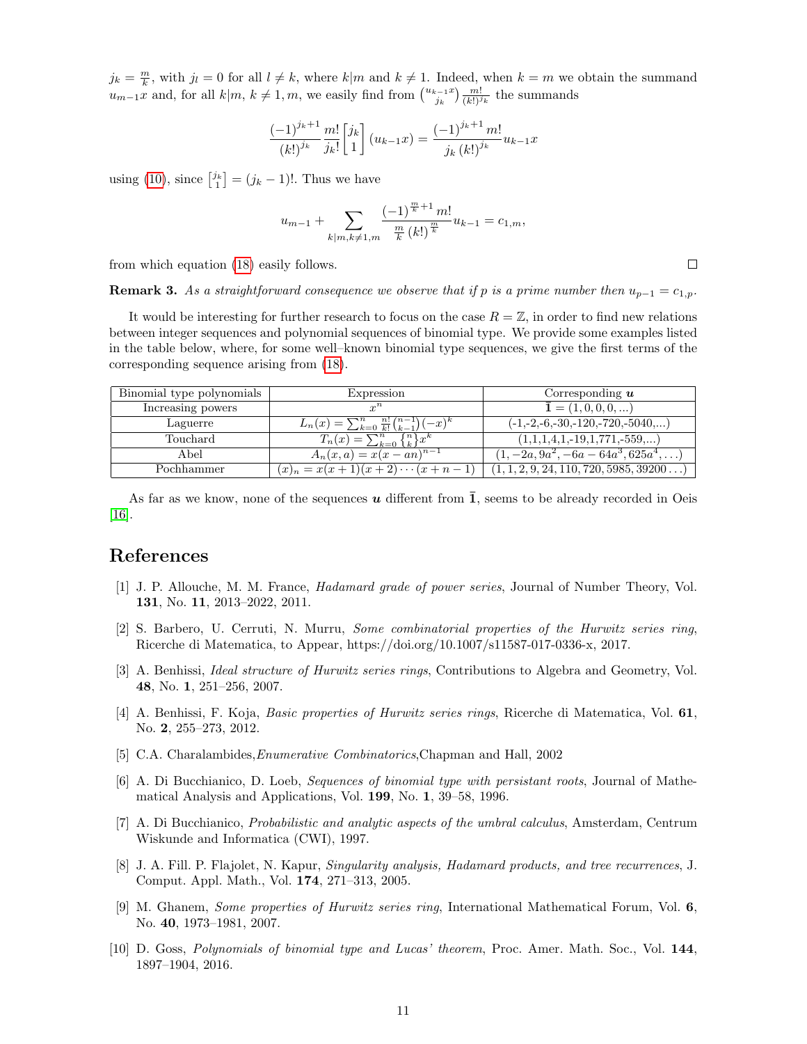$j_k = \frac{m}{k}$, with $j_l = 0$ for all $l \neq k$, where $k|m$ and $k \neq 1$. Indeed, when $k = m$ we obtain the summand $u_{m-1}x$ and, for all $k|m$, $k \neq 1, m$, we easily find from $\binom{u_{k-1}x}{j_k}\frac{m!}{(k!)^{j_k}}$ the summands

$$\frac{(-1)^{j_k+1}}{(k!)^{j_k}}\frac{m!}{j_k!}\begin{bmatrix} j_k \\ 1 \end{bmatrix}(u_{k-1}x) = \frac{(-1)^{j_k+1}\, m!}{j_k\,(k!)^{j_k}}u_{k-1}x$$

using (10), since $\begin{bmatrix} j_k \\ 1 \end{bmatrix} = (j_k - 1)!$. Thus we have

$$u_{m-1} + \sum_{k|m, k\neq 1,m} \frac{(-1)^{\frac{m}{k}+1}\, m!}{\frac{m}{k}\,(k!)^{\frac{m}{k}}}u_{k-1} = c_{1,m},$$

from which equation (18) easily follows. □

**Remark 3.** *As a straightforward consequence we observe that if $p$ is a prime number then $u_{p-1} = c_{1,p}$.*

It would be interesting for further research to focus on the case $R = \mathbb{Z}$, in order to find new relations between integer sequences and polynomial sequences of binomial type. We provide some examples listed in the table below, where, for some well–known binomial type sequences, we give the first terms of the corresponding sequence arising from (18).

| Binomial type polynomials | Expression | Corresponding $\boldsymbol{u}$ |
|---|---|---|
| Increasing powers | $x^n$ | $\bar{\mathbf{1}} = (1, 0, 0, 0, \ldots)$ |
| Laguerre | $L_n(x) = \sum_{k=0}^{n} \frac{n!}{k!}\binom{n-1}{k-1}(-x)^k$ | (-1,-2,-6,-30,-120,-720,-5040,...) |
| Touchard | $T_n(x) = \sum_{k=0}^{n} \left\{ n \atop k \right\} x^k$ | (1,1,1,4,1,-19,1,771,-559,...) |
| Abel | $A_n(x, a) = x(x - an)^{n-1}$ | $(1, -2a, 9a^2, -6a - 64a^3, 625a^4, \ldots)$ |
| Pochhammer | $(x)_n = x(x+1)(x+2)\cdots(x+n-1)$ | $(1, 1, 2, 9, 24, 110, 720, 5985, 39200\ldots)$ |

As far as we know, none of the sequences $\boldsymbol{u}$ different from $\bar{\mathbf{1}}$, seems to be already recorded in Oeis [16].

## References

[1] J. P. Allouche, M. M. France, *Hadamard grade of power series*, Journal of Number Theory, Vol. **131**, No. **11**, 2013–2022, 2011.

[2] S. Barbero, U. Cerruti, N. Murru, *Some combinatorial properties of the Hurwitz series ring*, Ricerche di Matematica, to Appear, https://doi.org/10.1007/s11587-017-0336-x, 2017.

[3] A. Benhissi, *Ideal structure of Hurwitz series rings*, Contributions to Algebra and Geometry, Vol. **48**, No. **1**, 251–256, 2007.

[4] A. Benhissi, F. Koja, *Basic properties of Hurwitz series rings*, Ricerche di Matematica, Vol. **61**, No. **2**, 255–273, 2012.

[5] C.A. Charalambides,*Enumerative Combinatorics*,Chapman and Hall, 2002

[6] A. Di Bucchianico, D. Loeb, *Sequences of binomial type with persistant roots*, Journal of Mathematical Analysis and Applications, Vol. **199**, No. **1**, 39–58, 1996.

[7] A. Di Bucchianico, *Probabilistic and analytic aspects of the umbral calculus*, Amsterdam, Centrum Wiskunde and Informatica (CWI), 1997.

[8] J. A. Fill. P. Flajolet, N. Kapur, *Singularity analysis, Hadamard products, and tree recurrences*, J. Comput. Appl. Math., Vol. **174**, 271–313, 2005.

[9] M. Ghanem, *Some properties of Hurwitz series ring*, International Mathematical Forum, Vol. **6**, No. **40**, 1973–1981, 2007.

[10] D. Goss, *Polynomials of binomial type and Lucas' theorem*, Proc. Amer. Math. Soc., Vol. **144**, 1897–1904, 2016.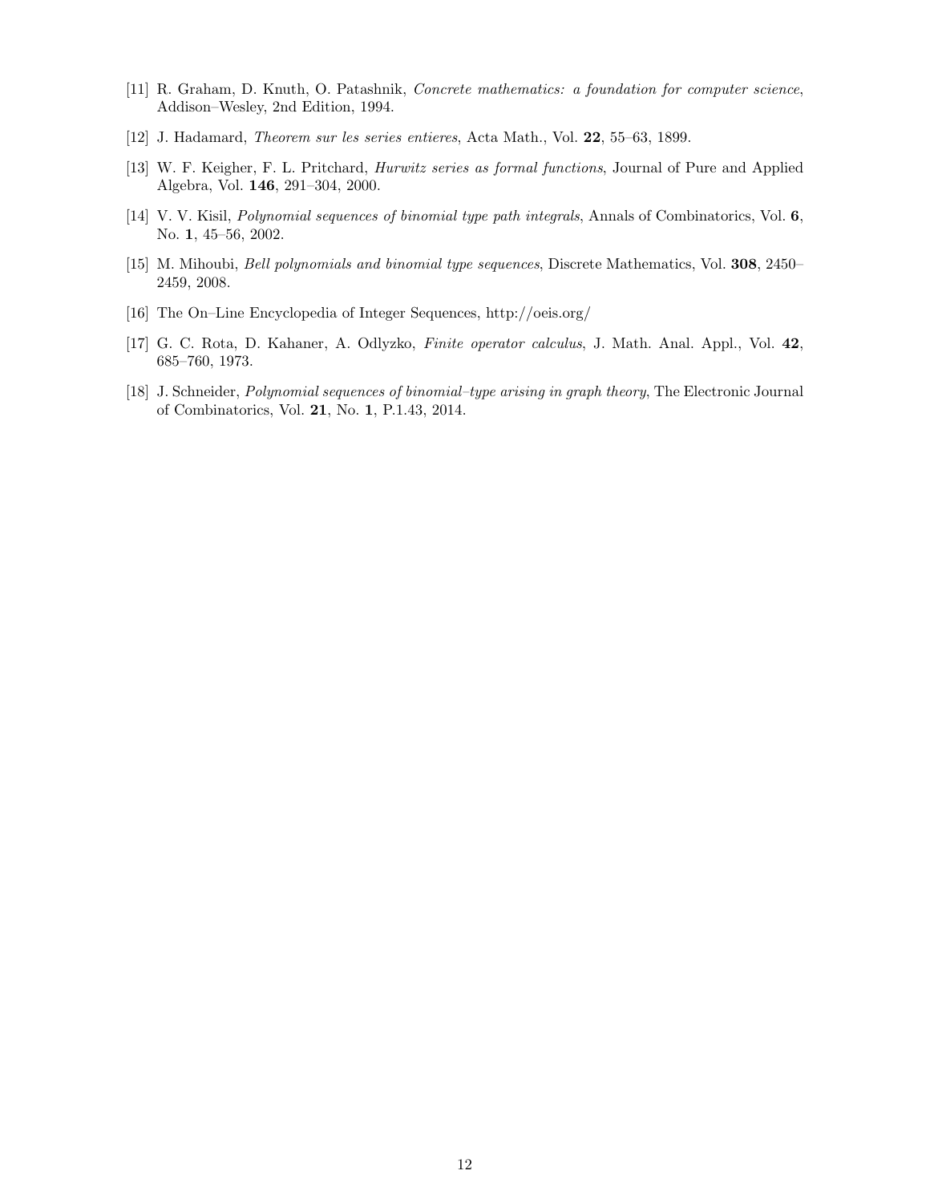[11] R. Graham, D. Knuth, O. Patashnik, *Concrete mathematics: a foundation for computer science*, Addison–Wesley, 2nd Edition, 1994.

[12] J. Hadamard, *Theorem sur les series entieres*, Acta Math., Vol. **22**, 55–63, 1899.

[13] W. F. Keigher, F. L. Pritchard, *Hurwitz series as formal functions*, Journal of Pure and Applied Algebra, Vol. **146**, 291–304, 2000.

[14] V. V. Kisil, *Polynomial sequences of binomial type path integrals*, Annals of Combinatorics, Vol. **6**, No. **1**, 45–56, 2002.

[15] M. Mihoubi, *Bell polynomials and binomial type sequences*, Discrete Mathematics, Vol. **308**, 2450–2459, 2008.

[16] The On–Line Encyclopedia of Integer Sequences, http://oeis.org/

[17] G. C. Rota, D. Kahaner, A. Odlyzko, *Finite operator calculus*, J. Math. Anal. Appl., Vol. **42**, 685–760, 1973.

[18] J. Schneider, *Polynomial sequences of binomial–type arising in graph theory*, The Electronic Journal of Combinatorics, Vol. **21**, No. **1**, P.1.43, 2014.